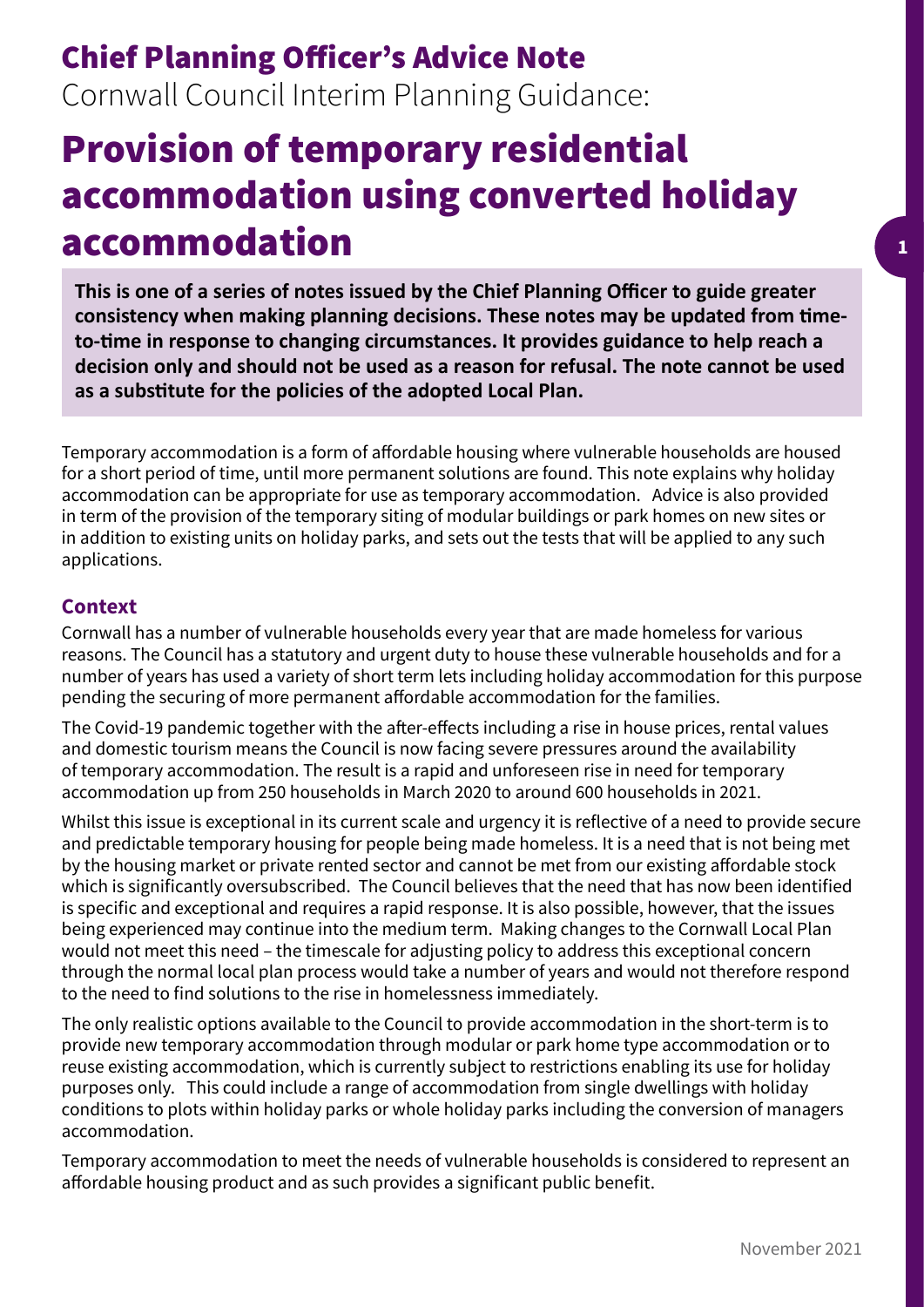# Chief Planning Officer's Advice Note

Cornwall Council Interim Planning Guidance:

# Provision of temporary residential accommodation using converted holiday accommodation

**This is one of a series of notes issued by the Chief Planning Officer to guide greater consistency when making planning decisions. These notes may be updated from time-to-time in response to changing circumstances. It provides guidance to help reach a decision only and should not be used as a reason for refusal. The note cannot be used as a substitute for the policies of the adopted Local Plan.**

Temporary accommodation is a form of affordable housing where vulnerable households are housed for a short period of time, until more permanent solutions are found. This note explains why holiday accommodation can be appropriate for use as temporary accommodation. Advice is also provided in term of the provision of the temporary siting of modular buildings or park homes on new sites or in addition to existing units on holiday parks, and sets out the tests that will be applied to any such applications.

## Context

Cornwall has a number of vulnerable households every year that are made homeless for various reasons. The Council has a statutory and urgent duty to house these vulnerable households and for a number of years has used a variety of short term lets including holiday accommodation for this purpose pending the securing of more permanent affordable accommodation for the families.

The Covid-19 pandemic together with the after-effects including a rise in house prices, rental values and domestic tourism means the Council is now facing severe pressures around the availability of temporary accommodation. The result is a rapid and unforeseen rise in need for temporary accommodation up from 250 households in March 2020 to around 600 households in 2021.

Whilst this issue is exceptional in its current scale and urgency it is reflective of a need to provide secure and predictable temporary housing for people being made homeless. It is a need that is not being met by the housing market or private rented sector and cannot be met from our existing affordable stock which is significantly oversubscribed. The Council believes that the need that has now been identified is specific and exceptional and requires a rapid response. It is also possible, however, that the issues being experienced may continue into the medium term. Making changes to the Cornwall Local Plan would not meet this need – the timescale for adjusting policy to address this exceptional concern through the normal local plan process would take a number of years and would not therefore respond to the need to find solutions to the rise in homelessness immediately.

The only realistic options available to the Council to provide accommodation in the short-term is to provide new temporary accommodation through modular or park home type accommodation or to reuse existing accommodation, which is currently subject to restrictions enabling its use for holiday purposes only. This could include a range of accommodation from single dwellings with holiday conditions to plots within holiday parks or whole holiday parks including the conversion of managers accommodation.

Temporary accommodation to meet the needs of vulnerable households is considered to represent an affordable housing product and as such provides a significant public benefit.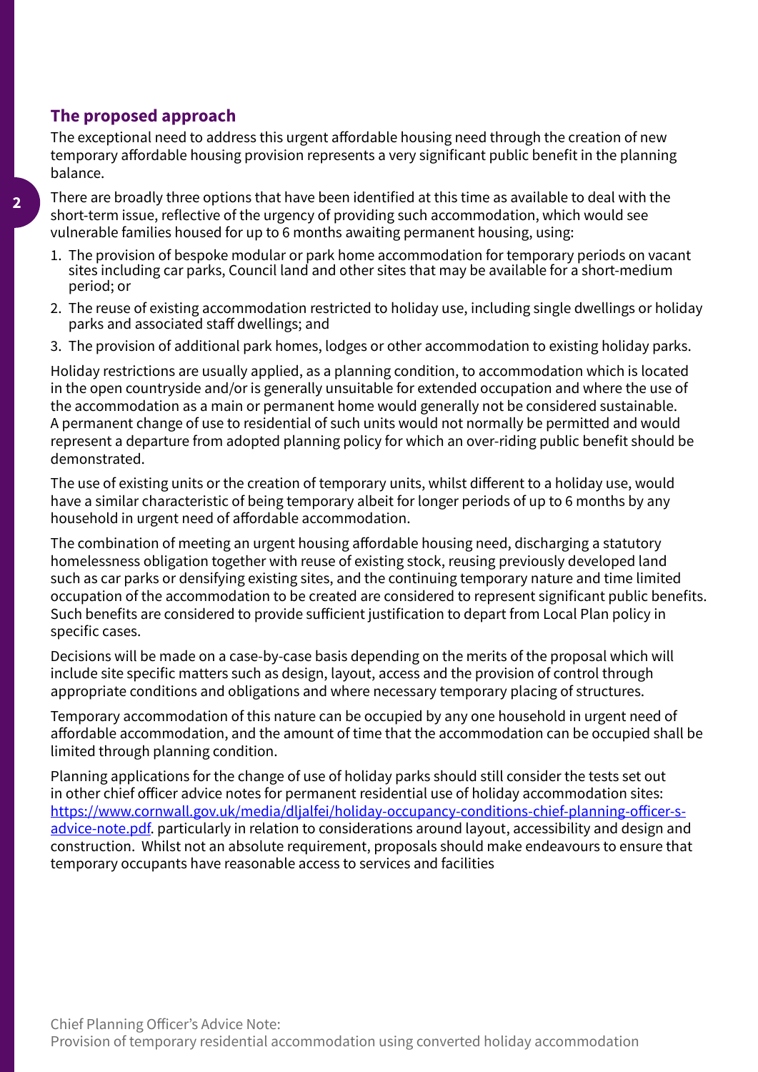## The proposed approach

The exceptional need to address this urgent affordable housing need through the creation of new temporary affordable housing provision represents a very significant public benefit in the planning balance.

There are broadly three options that have been identified at this time as available to deal with the short-term issue, reflective of the urgency of providing such accommodation, which would see vulnerable families housed for up to 6 months awaiting permanent housing, using:

1. The provision of bespoke modular or park home accommodation for temporary periods on vacant sites including car parks, Council land and other sites that may be available for a short-medium period; or
2. The reuse of existing accommodation restricted to holiday use, including single dwellings or holiday parks and associated staff dwellings; and
3. The provision of additional park homes, lodges or other accommodation to existing holiday parks.

Holiday restrictions are usually applied, as a planning condition, to accommodation which is located in the open countryside and/or is generally unsuitable for extended occupation and where the use of the accommodation as a main or permanent home would generally not be considered sustainable. A permanent change of use to residential of such units would not normally be permitted and would represent a departure from adopted planning policy for which an over-riding public benefit should be demonstrated.

The use of existing units or the creation of temporary units, whilst different to a holiday use, would have a similar characteristic of being temporary albeit for longer periods of up to 6 months by any household in urgent need of affordable accommodation.

The combination of meeting an urgent housing affordable housing need, discharging a statutory homelessness obligation together with reuse of existing stock, reusing previously developed land such as car parks or densifying existing sites, and the continuing temporary nature and time limited occupation of the accommodation to be created are considered to represent significant public benefits. Such benefits are considered to provide sufficient justification to depart from Local Plan policy in specific cases.

Decisions will be made on a case-by-case basis depending on the merits of the proposal which will include site specific matters such as design, layout, access and the provision of control through appropriate conditions and obligations and where necessary temporary placing of structures.

Temporary accommodation of this nature can be occupied by any one household in urgent need of affordable accommodation, and the amount of time that the accommodation can be occupied shall be limited through planning condition.

Planning applications for the change of use of holiday parks should still consider the tests set out in other chief officer advice notes for permanent residential use of holiday accommodation sites: [https://www.cornwall.gov.uk/media/dljalfei/holiday-occupancy-conditions-chief-planning-officer-s-advice-note.pdf](https://www.cornwall.gov.uk/media/dljalfei/holiday-occupancy-conditions-chief-planning-officer-s-advice-note.pdf). particularly in relation to considerations around layout, accessibility and design and construction. Whilst not an absolute requirement, proposals should make endeavours to ensure that temporary occupants have reasonable access to services and facilities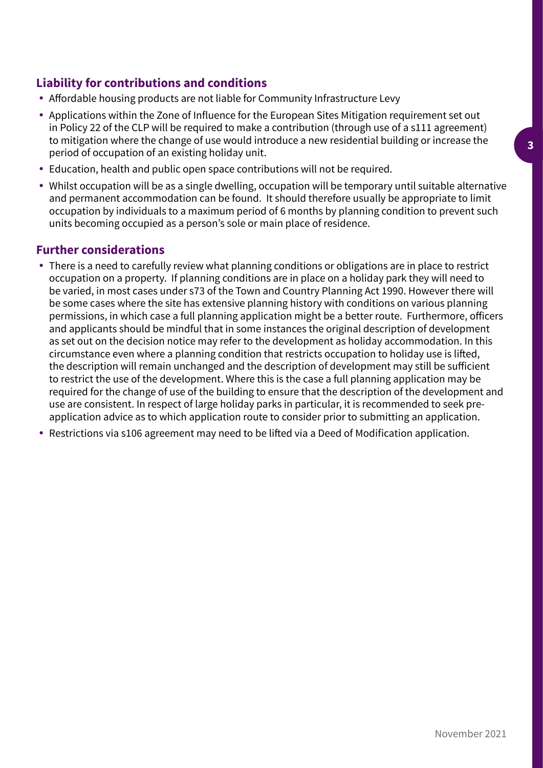## Liability for contributions and conditions

- Affordable housing products are not liable for Community Infrastructure Levy
- Applications within the Zone of Influence for the European Sites Mitigation requirement set out in Policy 22 of the CLP will be required to make a contribution (through use of a s111 agreement) to mitigation where the change of use would introduce a new residential building or increase the period of occupation of an existing holiday unit.
- Education, health and public open space contributions will not be required.
- Whilst occupation will be as a single dwelling, occupation will be temporary until suitable alternative and permanent accommodation can be found. It should therefore usually be appropriate to limit occupation by individuals to a maximum period of 6 months by planning condition to prevent such units becoming occupied as a person's sole or main place of residence.

## Further considerations

- There is a need to carefully review what planning conditions or obligations are in place to restrict occupation on a property. If planning conditions are in place on a holiday park they will need to be varied, in most cases under s73 of the Town and Country Planning Act 1990. However there will be some cases where the site has extensive planning history with conditions on various planning permissions, in which case a full planning application might be a better route. Furthermore, officers and applicants should be mindful that in some instances the original description of development as set out on the decision notice may refer to the development as holiday accommodation. In this circumstance even where a planning condition that restricts occupation to holiday use is lifted, the description will remain unchanged and the description of development may still be sufficient to restrict the use of the development. Where this is the case a full planning application may be required for the change of use of the building to ensure that the description of the development and use are consistent. In respect of large holiday parks in particular, it is recommended to seek pre-application advice as to which application route to consider prior to submitting an application.
- Restrictions via s106 agreement may need to be lifted via a Deed of Modification application.